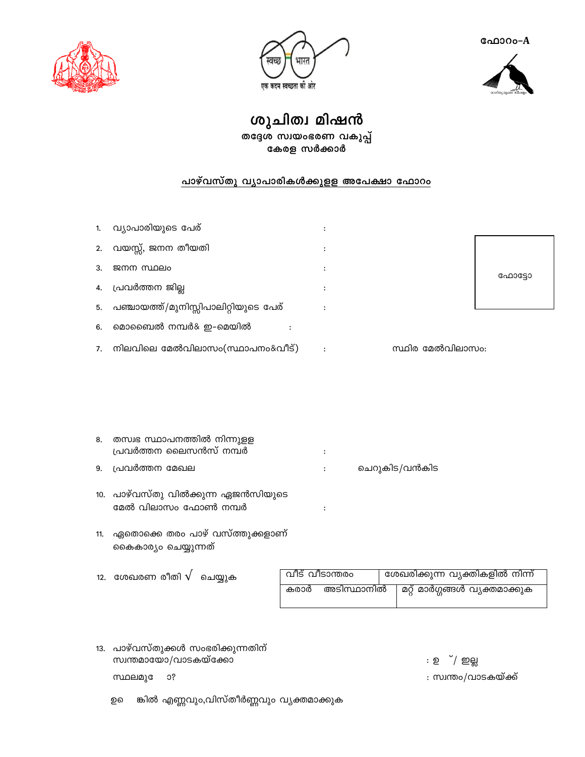ഫോറം-A

# ശുചിത്വ മിഷൻ

### തദ്ദേശ സ്വയംഭരണ വകുപ്പ്
### കേരള സർക്കാർ

**പാഴ്‌വസ്തു വ്യാപാരികൾക്കുള്ള അപേക്ഷാ ഫോറം**

ഫോട്ടോ

1. വ്യാപാരിയുടെ പേര് :
2. വയസ്സ്, ജനന തീയതി :
3. ജനന സ്ഥലം :
4. പ്രവർത്തന ജില്ല :
5. പഞ്ചായത്ത്/മുനിസ്സിപാലിറ്റിയുടെ പേര് :
6. മൊബൈൽ നമ്പർ& ഇ-മെയിൽ :
7. നിലവിലെ മേൽവിലാസം(സ്ഥാപനം&വീട്) : സ്ഥിര മേൽവിലാസം:
8. തസ്വഭ സ്ഥാപനത്തിൽ നിന്നുള്ള പ്രവർത്തന ലൈസൻസ് നമ്പർ :
9. പ്രവർത്തന മേഖല : ചെറുകിട/വൻകിട
10. പാഴ്‌വസ്തു വിൽക്കുന്ന ഏജൻസിയുടെ മേൽ വിലാസം ഫോൺ നമ്പർ :
11. ഏതൊക്കെ തരം പാഴ് വസ്ത്തുക്കളാണ് കൈകാര്യം ചെയ്യുന്നത്
12. ശേഖരണ രീതി √ ചെയ്യുക

| വീട് വീടാന്തരം | ശേഖരിക്കുന്ന വ്യക്തികളിൽ നിന്ന് |
|---|---|
| കരാർ അടിസ്ഥാനിൽ | മറ്റ് മാർഗ്ഗങ്ങൾ വ്യക്തമാക്കുക |

13. പാഴ്‌വസ്തുക്കൾ സംഭരിക്കുന്നതിന് സ്വന്തമായോ/വാടകയ്ക്കോ സ്ഥലമുെ ാ? : ഉ ്/ ഇല്ല
    : സ്വന്തം/വാടകയ്ക്ക്

    ഉെ ങ്കിൽ എണ്ണവും,വിസ്തീർണ്ണവും വ്യക്തമാക്കുക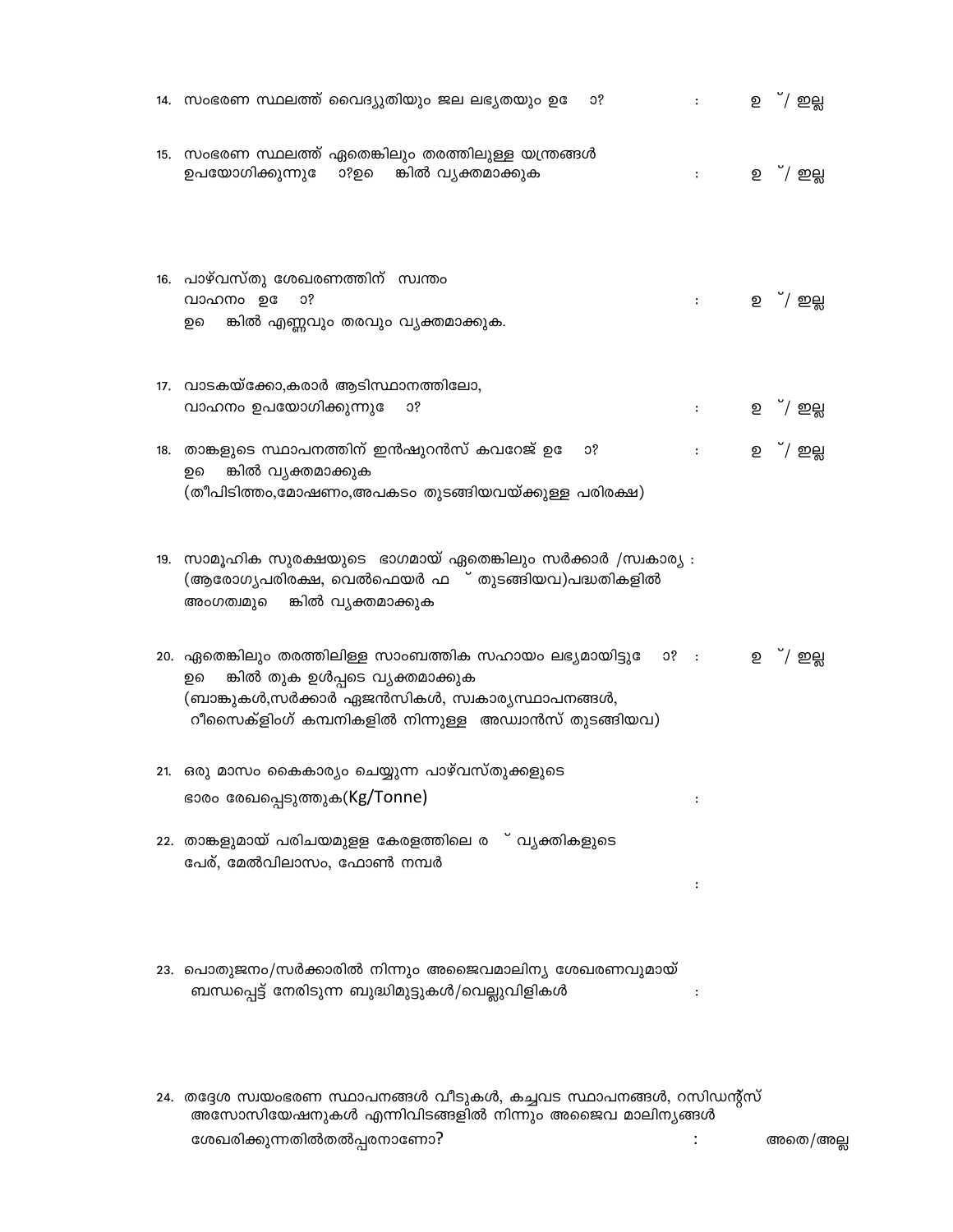14. സംഭരണ സ്ഥലത്ത് വൈദ്യുതിയും ജല ലഭ്യതയും ഉ ാ? : ഉ ്/ ഇല്ല

15. സംഭരണ സ്ഥലത്ത് ഏതെങ്കിലും തരത്തിലുള്ള യന്ത്രങ്ങൾ ഉപയോഗിക്കുന്നു ാ?ഉ ങ്കിൽ വ്യക്തമാക്കുക : ഉ ്/ ഇല്ല

16. പാഴ്‌വസ്തു ശേഖരണത്തിന് സ്വന്തം വാഹനം ഉ ാ? : ഉ ്/ ഇല്ല
    ഉ ങ്കിൽ എണ്ണവും തരവും വ്യക്തമാക്കുക.

17. വാടകയ്ക്കോ,കരാർ ആടിസ്ഥാനത്തിലോ, വാഹനം ഉപയോഗിക്കുന്നു ാ? : ഉ ്/ ഇല്ല

18. താങ്കളുടെ സ്ഥാപനത്തിന് ഇൻഷുറൻസ് കവറേജ് ഉ ാ? : ഉ ്/ ഇല്ല
    ഉ ങ്കിൽ വ്യക്തമാക്കുക
    (തീപിടിത്തം,മോഷണം,അപകടം തുടങ്ങിയവയ്ക്കുള്ള പരിരക്ഷ)

19. സാമൂഹിക സുരക്ഷയുടെ ഭാഗമായ് ഏതെങ്കിലും സർക്കാർ /സ്വകാര്യ : (ആരോഗ്യപരിരക്ഷ, വെൽഫെയർ ഫ ് തുടങ്ങിയവ)പദ്ധതികളിൽ അംഗത്വമു ങ്കിൽ വ്യക്തമാക്കുക

20. ഏതെങ്കിലും തരത്തിലിള്ള സാംബത്തിക സഹായം ലഭ്യമായിട്ടു ാ? : ഉ ്/ ഇല്ല
    ഉ ങ്കിൽ തുക ഉൾപ്പടെ വ്യക്തമാക്കുക
    (ബാങ്കുകൾ,സർക്കാർ ഏജൻസികൾ, സ്വകാര്യസ്ഥാപനങ്ങൾ, റീസൈക്ളിംഗ് കമ്പനികളിൽ നിന്നുള്ള അഡ്വാൻസ് തുടങ്ങിയവ)

21. ഒരു മാസം കൈകാര്യം ചെയ്യുന്ന പാഴ്‌വസ്തുക്കളുടെ ഭാരം രേഖപ്പെടുത്തുക(Kg/Tonne) :

22. താങ്കളുമായ് പരിചയമുള്ള കേരളത്തിലെ ര ് വ്യക്തികളുടെ പേര്, മേൽവിലാസം, ഫോൺ നമ്പർ :

23. പൊതുജനം/സർക്കാരിൽ നിന്നും അജൈവമാലിന്യ ശേഖരണവുമായ് ബന്ധപ്പെട്ട് നേരിടുന്ന ബുദ്ധിമുട്ടുകൾ/വെല്ലുവിളികൾ :

24. തദ്ദേശ സ്വയംഭരണ സ്ഥാപനങ്ങൾ വീടുകൾ, കച്ചവട സ്ഥാപനങ്ങൾ, റസിഡന്റ്സ് അസോസിയേഷനുകൾ എന്നിവിടങ്ങളിൽ നിന്നും അജൈവ മാലിന്യങ്ങൾ ശേഖരിക്കുന്നതിൽതൽപ്പരനാണോ? : അതെ/അല്ല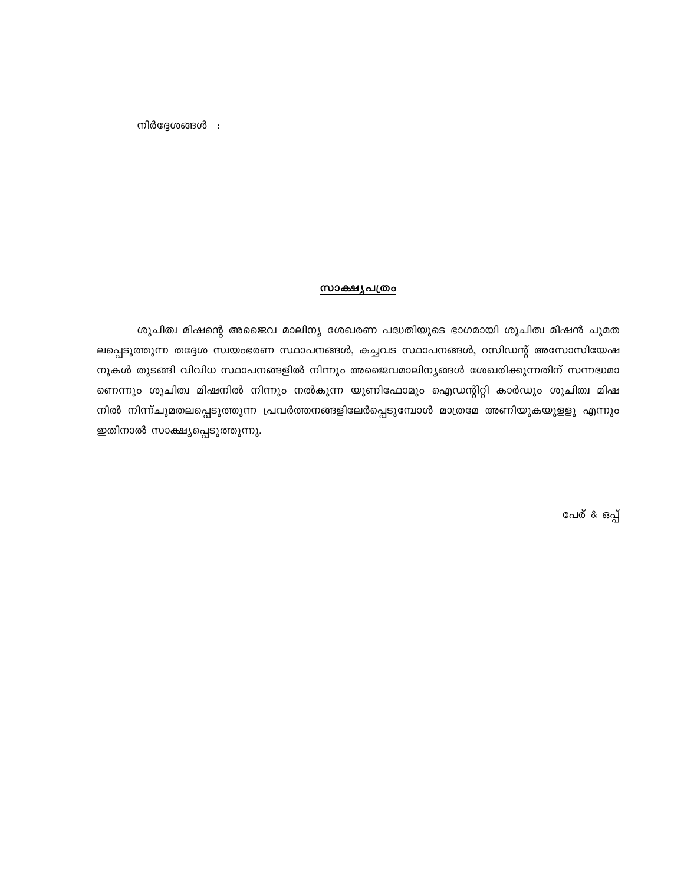നിർദ്ദേശങ്ങൾ :

## <u>സാക്ഷ്യപത്രം</u>

ശുചിത്വ മിഷന്റെ അജൈവ മാലിന്യ ശേഖരണ പദ്ധതിയുടെ ഭാഗമായി ശുചിത്വ മിഷൻ ചുമതലപ്പെടുത്തുന്ന തദ്ദേശ സ്വയംഭരണ സ്ഥാപനങ്ങൾ, കച്ചവട സ്ഥാപനങ്ങൾ, റസിഡന്റ് അസോസിയേഷനുകൾ തുടങ്ങി വിവിധ സ്ഥാപനങ്ങളിൽ നിന്നും അജൈവമാലിന്യങ്ങൾ ശേഖരിക്കുന്നതിന് സന്നദ്ധമാണെന്നും ശുചിത്വ മിഷനിൽ നിന്നും നൽകുന്ന യൂണിഫോമും ഐഡന്റിറ്റി കാർഡും ശുചിത്വ മിഷനിൽ നിന്ന്ചുമതലപ്പെടുത്തുന്ന പ്രവർത്തനങ്ങളിലേർപ്പെടുമ്പോൾ മാത്രമേ അണിയുകയുള്ളൂ എന്നും ഇതിനാൽ സാക്ഷ്യപ്പെടുത്തുന്നു.

പേര് & ഒപ്പ്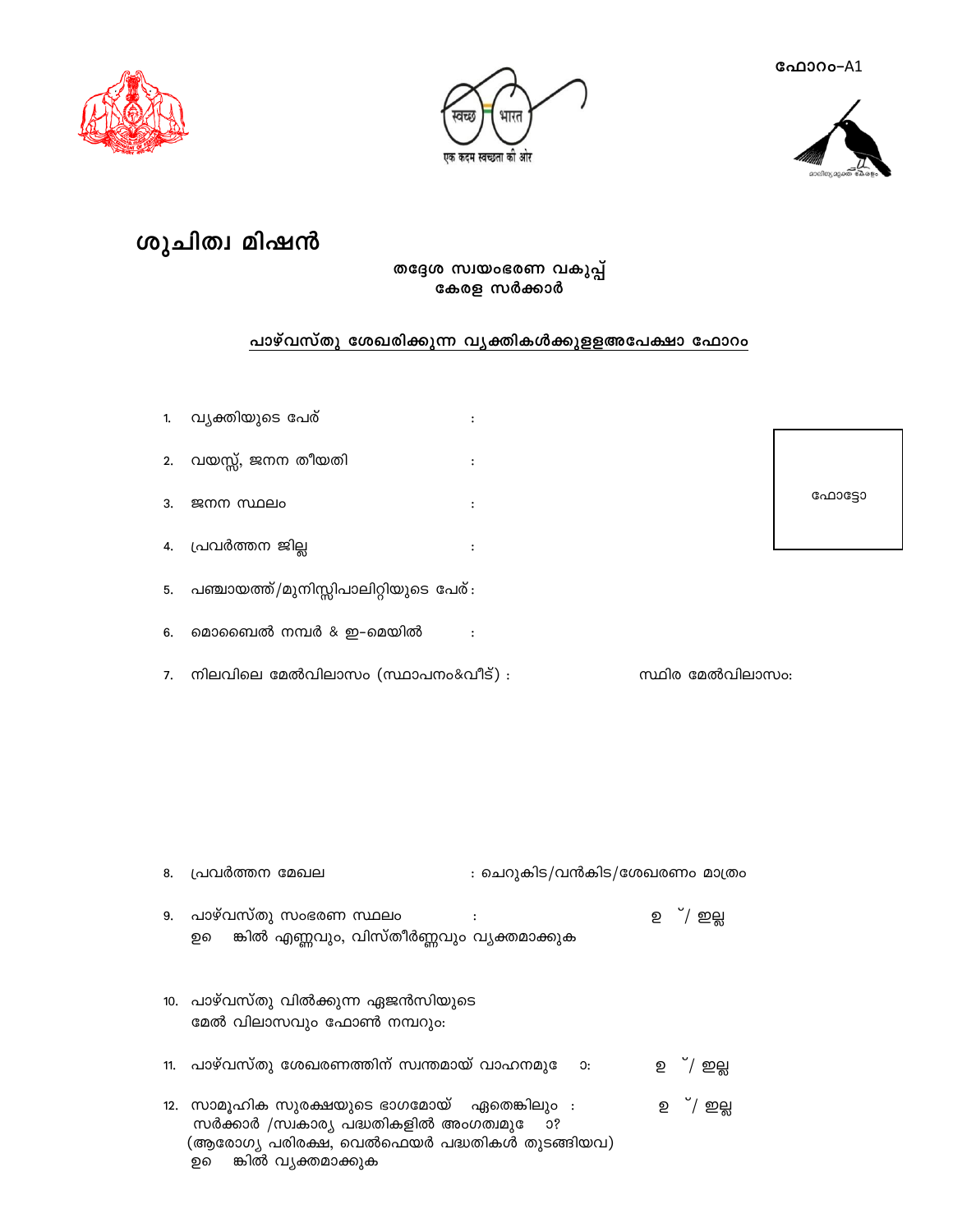ഫോറം-A1

# ശുചിത്വ മിഷൻ

**തദ്ദേശ സ്വയംഭരണ വകുപ്പ്**
**കേരള സർക്കാർ**

## പാഴ്‌വസ്തു ശേഖരിക്കുന്ന വ്യക്തികൾക്കുളളഅപേക്ഷാ ഫോറം

ഫോട്ടോ

1. വ്യക്തിയുടെ പേര് :
2. വയസ്സ്, ജനന തീയതി :
3. ജനന സ്ഥലം :
4. പ്രവർത്തന ജില്ല :
5. പഞ്ചായത്ത്/മുനിസ്സിപാലിറ്റിയുടെ പേര് :
6. മൊബൈൽ നമ്പർ & ഇ-മെയിൽ :
7. നിലവിലെ മേൽവിലാസം (സ്ഥാപനം&വീട്) : സ്ഥിര മേൽവിലാസം:
8. പ്രവർത്തന മേഖല : ചെറുകിട/വൻകിട/ശേഖരണം മാത്രം
9. പാഴ്‌വസ്തു സംഭരണ സ്ഥലം : ഉ ്/ ഇല്ല
   ഉ ങ്കിൽ എണ്ണവും, വിസ്തീർണ്ണവും വ്യക്തമാക്കുക
10. പാഴ്‌വസ്തു വിൽക്കുന്ന ഏജൻസിയുടെ മേൽ വിലാസവും ഫോൺ നമ്പറും:
11. പാഴ്‌വസ്തു ശേഖരണത്തിന് സ്വന്തമായ് വാഹനമു ോ: ഉ ്/ ഇല്ല
12. സാമൂഹിക സുരക്ഷയുടെ ഭാഗമോയ് ഏതെങ്കിലും : ഉ ്/ ഇല്ല
    സർക്കാർ /സ്വകാര്യ പദ്ധതികളിൽ അംഗത്വമു ോ?
    (ആരോഗ്യ പരിരക്ഷ, വെൽഫെയർ പദ്ധതികൾ തുടങ്ങിയവ)
    ഉ ങ്കിൽ വ്യക്തമാക്കുക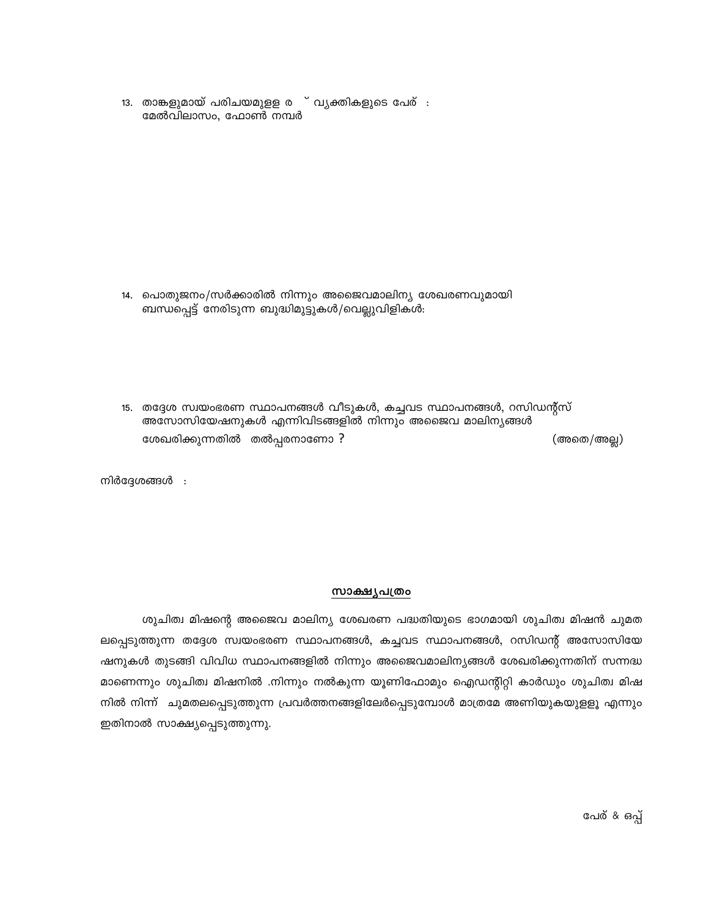13. താങ്കളുമായ് പരിചയമുളള ര ് വ്യക്തികളുടെ പേര് :
    മേൽവിലാസം, ഫോൺ നമ്പർ

14. പൊതുജനം/സർക്കാരിൽ നിന്നും അജൈവമാലിന്യ ശേഖരണവുമായി ബന്ധപ്പെട്ട് നേരിടുന്ന ബുദ്ധിമുട്ടുകൾ/വെല്ലുവിളികൾ:

15. തദ്ദേശ സ്വയംഭരണ സ്ഥാപനങ്ങൾ വീടുകൾ, കച്ചവട സ്ഥാപനങ്ങൾ, റസിഡന്റ്സ് അസോസിയേഷനുകൾ എന്നിവിടങ്ങളിൽ നിന്നും അജൈവ മാലിന്യങ്ങൾ ശേഖരിക്കുന്നതിൽ തൽപ്പരനാണോ ? (അതെ/അല്ല)

നിർദ്ദേശങ്ങൾ :

## സാക്ഷ്യപത്രം

ശുചിത്വ മിഷന്റെ അജൈവ മാലിന്യ ശേഖരണ പദ്ധതിയുടെ ഭാഗമായി ശുചിത്വ മിഷൻ ചുമതലപ്പെടുത്തുന്ന തദ്ദേശ സ്വയംഭരണ സ്ഥാപനങ്ങൾ, കച്ചവട സ്ഥാപനങ്ങൾ, റസിഡന്റ് അസോസിയേഷനുകൾ തുടങ്ങി വിവിധ സ്ഥാപനങ്ങളിൽ നിന്നും അജൈവമാലിന്യങ്ങൾ ശേഖരിക്കുന്നതിന് സന്നദ്ധമാണെന്നും ശുചിത്വ മിഷനിൽ .നിന്നും നൽകുന്ന യൂണിഫോമും ഐഡന്റിറ്റി കാർഡും ശുചിത്വ മിഷനിൽ നിന്ന് ചുമതലപ്പെടുത്തുന്ന പ്രവർത്തനങ്ങളിലേർപ്പെടുമ്പോൾ മാത്രമേ അണിയുകയുള്ളൂ എന്നും ഇതിനാൽ സാക്ഷ്യപ്പെടുത്തുന്നു.

പേര് & ഒപ്പ്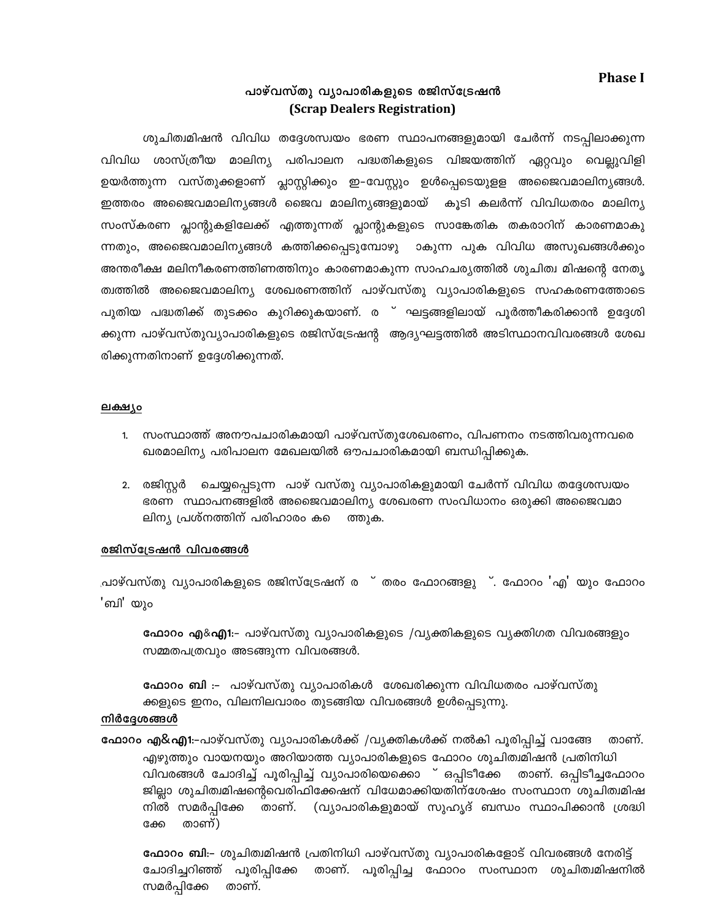**Phase I**

## പാഴ്‌വസ്തു വ്യാപാരികളുടെ രജിസ്ട്രേഷൻ
## (Scrap Dealers Registration)

ശുചിത്വമിഷൻ വിവിധ തദ്ദേശസ്വയം ഭരണ സ്ഥാപനങ്ങളുമായി ചേർന്ന് നടപ്പിലാക്കുന്ന വിവിധ ശാസ്ത്രീയ മാലിന്യ പരിപാലന പദ്ധതികളുടെ വിജയത്തിന് ഏറ്റവും വെല്ലുവിളി ഉയർത്തുന്ന വസ്തുക്കളാണ് പ്ലാസ്റ്റിക്കും ഇ-വേസ്റ്റും ഉൾപ്പെടെയുള്ള അജൈവമാലിന്യങ്ങൾ. ഇത്തരം അജൈവമാലിന്യങ്ങൾ ജൈവ മാലിന്യങ്ങളുമായ് കൂടി കലർന്ന് വിവിധതരം മാലിന്യ സംസ്കരണ പ്ലാന്റുകളിലേക്ക് എത്തുന്നത് പ്ലാന്റുകളുടെ സാങ്കേതിക തകരാറിന് കാരണമാകുന്നതും, അജൈവമാലിന്യങ്ങൾ കത്തിക്കപ്പെടുമ്പോഴു ാകുന്ന പുക വിവിധ അസുഖങ്ങൾക്കും അന്തരീക്ഷ മലിനീകരണത്തിണത്തിനും കാരണമാകുന്ന സാഹചര്യത്തിൽ ശുചിത്വ മിഷന്റെ നേതൃത്വത്തിൽ അജൈവമാലിന്യ ശേഖരണത്തിന് പാഴ്‌വസ്തു വ്യാപാരികളുടെ സഹകരണത്തോടെ പുതിയ പദ്ധതിക്ക് തുടക്കം കുറിക്കുകയാണ്. ര ് ഘട്ടങ്ങളിലായ് പൂർത്തീകരിക്കാൻ ഉദ്ദേശിക്കുന്ന പാഴ്‌വസ്തുവ്യാപാരികളുടെ രജിസ്ട്രേഷന്റ ആദ്യഘട്ടത്തിൽ അടിസ്ഥാനവിവരങ്ങൾ ശേഖരിക്കുന്നതിനാണ് ഉദ്ദേശിക്കുന്നത്.

### ലക്ഷ്യം

1. സംസ്ഥാനത്ത് അനൗപചാരികമായി പാഴ്‌വസ്തുശേഖരണം, വിപണനം നടത്തിവരുന്നവരെ ഖരമാലിന്യ പരിപാലന മേഖലയിൽ ഔപചാരികമായി ബന്ധിപ്പിക്കുക.

2. രജിസ്റ്റർ ചെയ്യപ്പെടുന്ന പാഴ് വസ്തു വ്യാപാരികളുമായി ചേർന്ന് വിവിധ തദ്ദേശസ്വയം ഭരണ സ്ഥാപനങ്ങളിൽ അജൈവമാലിന്യ ശേഖരണ സംവിധാനം ഒരുക്കി അജൈവമാലിന്യ പ്രശ്നത്തിന് പരിഹാരം ക ത്തുക.

### രജിസ്ട്രേഷൻ വിവരങ്ങൾ

പാഴ്‌വസ്തു വ്യാപാരികളുടെ രജിസ്ട്രേഷന് ര ് തരം ഫോറങ്ങളു ്. ഫോറം 'എ' യും ഫോറം 'ബി' യും

**ഫോറം എ&എ1:**- പാഴ്‌വസ്തു വ്യാപാരികളുടെ /വ്യക്തികളുടെ വ്യക്തിഗത വിവരങ്ങളും സമ്മതപത്രവും അടങ്ങുന്ന വിവരങ്ങൾ.

**ഫോറം ബി :**- പാഴ്‌വസ്തു വ്യാപാരികൾ ശേഖരിക്കുന്ന വിവിധതരം പാഴ്‌വസ്തുക്കളുടെ ഇനം, വിലനിലവാരം തുടങ്ങിയ വിവരങ്ങൾ ഉൾപ്പെടുന്നു.

### നിർദ്ദേശങ്ങൾ

**ഫോറം എ&എ1:**-പാഴ്‌വസ്തു വ്യാപാരികൾക്ക് /വ്യക്തികൾക്ക് നൽകി പൂരിപ്പിച്ച് വാങ്ങേ താണ്. എഴുത്തും വായനയും അറിയാത്ത വ്യാപാരികളുടെ ഫോറം ശുചിത്വമിഷൻ പ്രതിനിധി വിവരങ്ങൾ ചോദിച്ച് പൂരിപ്പിച്ച് വ്യാപാരിയെക്കൊ ് ഒപ്പിടീക്കേ താണ്. ഒപ്പിടീച്ചഫോറം ജില്ലാ ശുചിത്വമിഷന്റെവെരിഫിക്കേഷന് വിധേമാക്കിയതിന്ശേഷം സംസ്ഥാന ശുചിത്വമിഷനിൽ സമർപ്പിക്കേ താണ്. (വ്യാപാരികളുമായ് സുഹൃദ് ബന്ധം സ്ഥാപിക്കാൻ ശ്രദ്ധിക്കേ താണ്)

**ഫോറം ബി:**- ശുചിത്വമിഷൻ പ്രതിനിധി പാഴ്‌വസ്തു വ്യാപാരികളോട് വിവരങ്ങൾ നേരിട്ട് ചോദിച്ചറിഞ്ഞ് പൂരിപ്പിക്കേ താണ്. പൂരിപ്പിച്ച ഫോറം സംസ്ഥാന ശുചിത്വമിഷനിൽ സമർപ്പിക്കേ താണ്.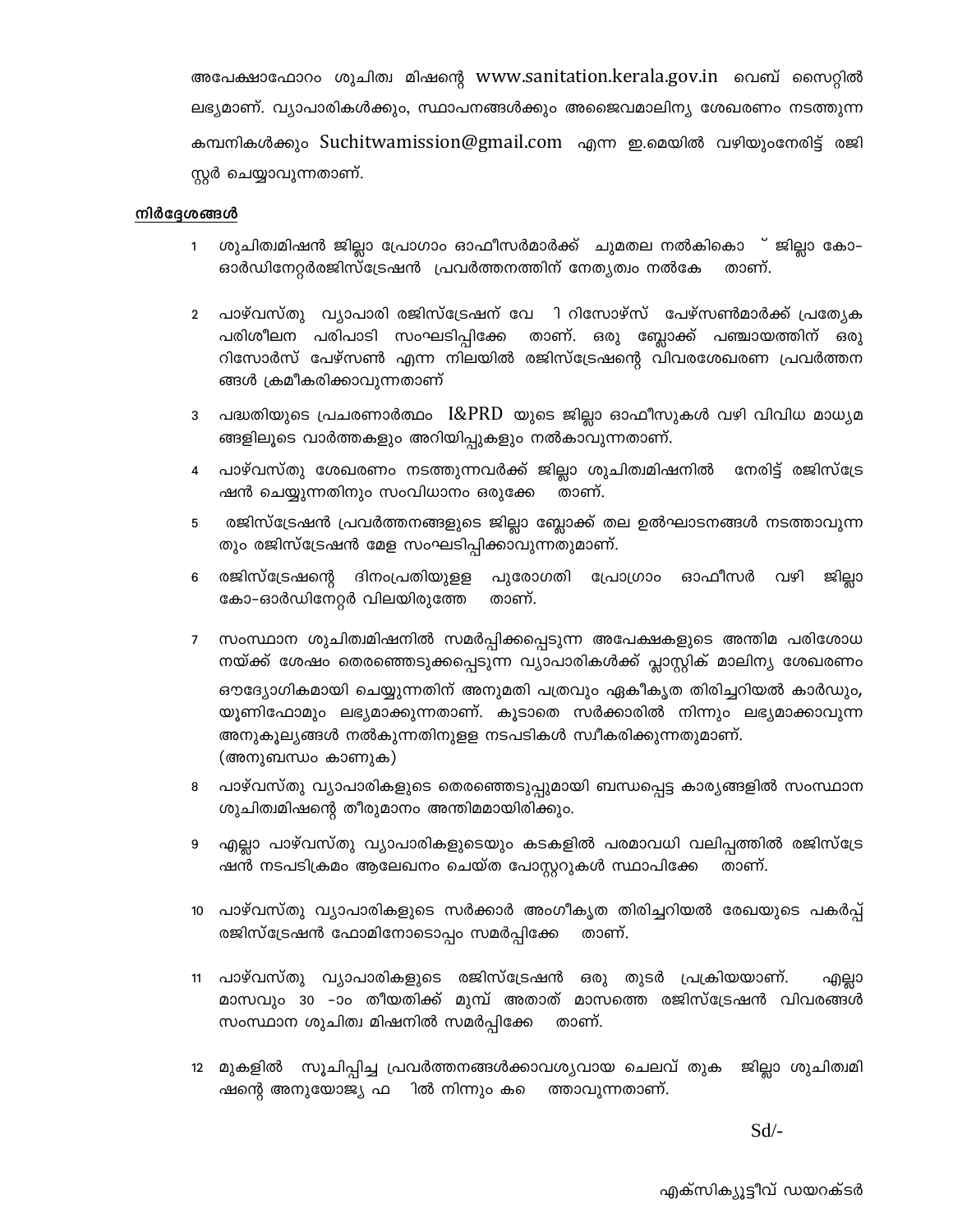അപേക്ഷാഫോറം ശുചിത്വ മിഷന്റെ www.sanitation.kerala.gov.in വെബ് സൈറ്റിൽ ലഭ്യമാണ്. വ്യാപാരികൾക്കും, സ്ഥാപനങ്ങൾക്കും അജൈവമാലിന്യ ശേഖരണം നടത്തുന്ന കമ്പനികൾക്കും Suchitwamission@gmail.com എന്ന ഇ.മെയിൽ വഴിയുംനേരിട്ട് രജിസ്റ്റർ ചെയ്യാവുന്നതാണ്.

**നിർദ്ദേശങ്ങൾ**

1. ശുചിത്വമിഷൻ ജില്ലാ പ്രോഗ്രാം ഓഫീസർമാർക്ക് ചുമതല നൽകികൊ ് ജില്ലാ കോ-ഓർഡിനേറ്റർരജിസ്ട്രേഷൻ പ്രവർത്തനത്തിന് നേതൃത്വം നൽകേ താണ്.
2. പാഴ്‌വസ്തു വ്യാപാരി രജിസ്ട്രേഷന് വേ ി റിസോഴ്സ് പേഴ്സൺമാർക്ക് പ്രത്യേക പരിശീലന പരിപാടി സംഘടിപ്പിക്കേ താണ്. ഒരു ബ്ലോക്ക് പഞ്ചായത്തിന് ഒരു റിസോർസ് പേഴ്സൺ എന്ന നിലയിൽ രജിസ്ട്രേഷന്റെ വിവരശേഖരണ പ്രവർത്തനങ്ങൾ ക്രമീകരിക്കാവുന്നതാണ്
3. പദ്ധതിയുടെ പ്രചരണാർത്ഥം I&PRD യുടെ ജില്ലാ ഓഫീസുകൾ വഴി വിവിധ മാധ്യമങ്ങളിലൂടെ വാർത്തകളും അറിയിപ്പുകളും നൽകാവുന്നതാണ്.
4. പാഴ്‌വസ്തു ശേഖരണം നടത്തുന്നവർക്ക് ജില്ലാ ശുചിത്വമിഷനിൽ നേരിട്ട് രജിസ്ട്രേഷൻ ചെയ്യുന്നതിനും സംവിധാനം ഒരുക്കേ താണ്.
5. രജിസ്ട്രേഷൻ പ്രവർത്തനങ്ങളുടെ ജില്ലാ ബ്ലോക്ക് തല ഉൽഘാടനങ്ങൾ നടത്താവുന്നതും രജിസ്ട്രേഷൻ മേള സംഘടിപ്പിക്കാവുന്നതുമാണ്.
6. രജിസ്ട്രേഷന്റെ ദിനംപ്രതിയുളള പുരോഗതി പ്രോഗ്രാം ഓഫീസർ വഴി ജില്ലാ കോ-ഓർഡിനേറ്റർ വിലയിരുത്തേ താണ്.
7. സംസ്ഥാന ശുചിത്വമിഷനിൽ സമർപ്പിക്കപ്പെടുന്ന അപേക്ഷകളുടെ അന്തിമ പരിശോധനയ്ക്ക് ശേഷം തെരഞ്ഞെടുക്കപ്പെടുന്ന വ്യാപാരികൾക്ക് പ്ലാസ്റ്റിക് മാലിന്യ ശേഖരണം ഔദ്യോഗികമായി ചെയ്യുന്നതിന് അനുമതി പത്രവും ഏകീകൃത തിരിച്ചറിയൽ കാർഡും, യൂണിഫോമും ലഭ്യമാക്കുന്നതാണ്. കൂടാതെ സർക്കാരിൽ നിന്നും ലഭ്യമാക്കാവുന്ന അനുകൂല്യങ്ങൾ നൽകുന്നതിനുളള നടപടികൾ സ്വീകരിക്കുന്നതുമാണ്. (അനുബന്ധം കാണുക)
8. പാഴ്‌വസ്തു വ്യാപാരികളുടെ തെരഞ്ഞെടുപ്പുമായി ബന്ധപ്പെട്ട കാര്യങ്ങളിൽ സംസ്ഥാന ശുചിത്വമിഷന്റെ തീരുമാനം അന്തിമമായിരിക്കും.
9. എല്ലാ പാഴ്‌വസ്തു വ്യാപാരികളുടെയും കടകളിൽ പരമാവധി വലിപ്പത്തിൽ രജിസ്ട്രേഷൻ നടപടിക്രമം ആലേഖനം ചെയ്ത പോസ്റ്ററുകൾ സ്ഥാപിക്കേ താണ്.
10. പാഴ്‌വസ്തു വ്യാപാരികളുടെ സർക്കാർ അംഗീകൃത തിരിച്ചറിയൽ രേഖയുടെ പകർപ്പ് രജിസ്ട്രേഷൻ ഫോമിനോടൊപ്പം സമർപ്പിക്കേ താണ്.
11. പാഴ്‌വസ്തു വ്യാപാരികളുടെ രജിസ്ട്രേഷൻ ഒരു തുടർ പ്രക്രിയയാണ്. എല്ലാ മാസവും 30 -ാം തീയതിക്ക് മുമ്പ് അതാത് മാസത്തെ രജിസ്ട്രേഷൻ വിവരങ്ങൾ സംസ്ഥാന ശുചിത്വ മിഷനിൽ സമർപ്പിക്കേ താണ്.
12. മുകളിൽ സൂചിപ്പിച്ച പ്രവർത്തനങ്ങൾക്കാവശ്യവായ ചെലവ് തുക ജില്ലാ ശുചിത്വമിഷന്റെ അനുയോജ്യ ഫ ിൽ നിന്നും ക ത്താവുന്നതാണ്.

Sd/-

എക്സിക്യൂട്ടീവ് ഡയറക്ടർ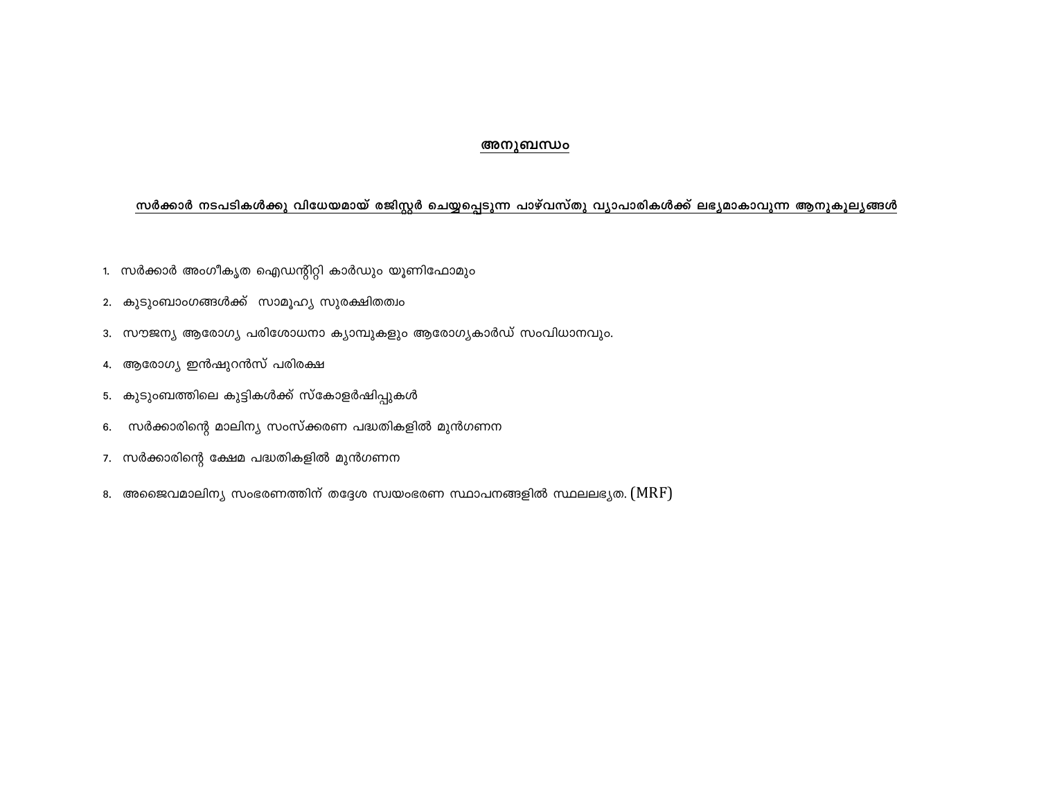## അനുബന്ധം

**സർക്കാർ നടപടികൾക്കു വിധേയമായ് രജിസ്റ്റർ ചെയ്യപ്പെടുന്ന പാഴ്‌വസ്തു വ്യാപാരികൾക്ക് ലഭ്യമാകാവുന്ന ആനുകൂല്യങ്ങൾ**

1. സർക്കാർ അംഗീകൃത ഐഡന്റിറ്റി കാർഡും യൂണിഫോമും
2. കുടുംബാംഗങ്ങൾക്ക് സാമൂഹ്യ സുരക്ഷിതത്വം
3. സൗജന്യ ആരോഗ്യ പരിശോധനാ ക്യാമ്പുകളും ആരോഗ്യകാർഡ് സംവിധാനവും.
4. ആരോഗ്യ ഇൻഷുറൻസ് പരിരക്ഷ
5. കുടുംബത്തിലെ കുട്ടികൾക്ക് സ്കോളർഷിപ്പുകൾ
6. സർക്കാരിന്റെ മാലിന്യ സംസ്ക്കരണ പദ്ധതികളിൽ മുൻഗണന
7. സർക്കാരിന്റെ ക്ഷേമ പദ്ധതികളിൽ മുൻഗണന
8. അജൈവമാലിന്യ സംഭരണത്തിന് തദ്ദേശ സ്വയംഭരണ സ്ഥാപനങ്ങളിൽ സ്ഥലലഭ്യത. (MRF)